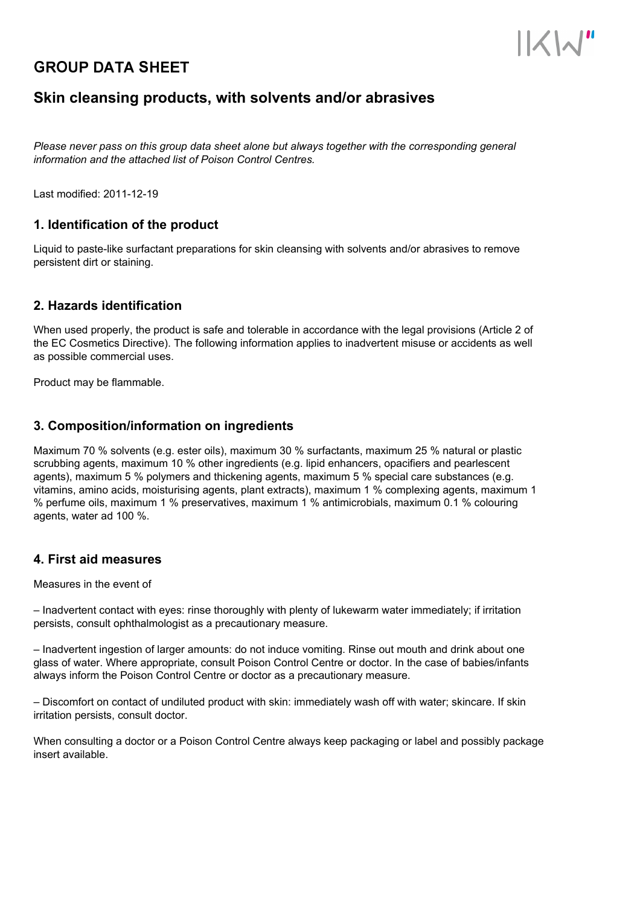# GROUP DATA SHEET

## Skin cleansing products, with solvents and/or abrasives

*Please never pass on this group data sheet alone but always together with the corresponding general information and the attached list of Poison Control Centres.*

Last modified: 2011-12-19

### 1. Identification of the product

Liquid to paste-like surfactant preparations for skin cleansing with solvents and/or abrasives to remove persistent dirt or staining.

### 2. Hazards identification

When used properly, the product is safe and tolerable in accordance with the legal provisions (Article 2 of the EC Cosmetics Directive). The following information applies to inadvertent misuse or accidents as well as possible commercial uses.

Product may be flammable.

### 3. Composition/information on ingredients

Maximum 70 % solvents (e.g. ester oils), maximum 30 % surfactants, maximum 25 % natural or plastic scrubbing agents, maximum 10 % other ingredients (e.g. lipid enhancers, opacifiers and pearlescent agents), maximum 5 % polymers and thickening agents, maximum 5 % special care substances (e.g. vitamins, amino acids, moisturising agents, plant extracts), maximum 1 % complexing agents, maximum 1 % perfume oils, maximum 1 % preservatives, maximum 1 % antimicrobials, maximum 0.1 % colouring agents, water ad 100 %.

### 4. First aid measures

Measures in the event of

– Inadvertent contact with eyes: rinse thoroughly with plenty of lukewarm water immediately; if irritation persists, consult ophthalmologist as a precautionary measure.

– Inadvertent ingestion of larger amounts: do not induce vomiting. Rinse out mouth and drink about one glass of water. Where appropriate, consult Poison Control Centre or doctor. In the case of babies/infants always inform the Poison Control Centre or doctor as a precautionary measure.

– Discomfort on contact of undiluted product with skin: immediately wash off with water; skincare. If skin irritation persists, consult doctor.

When consulting a doctor or a Poison Control Centre always keep packaging or label and possibly package insert available.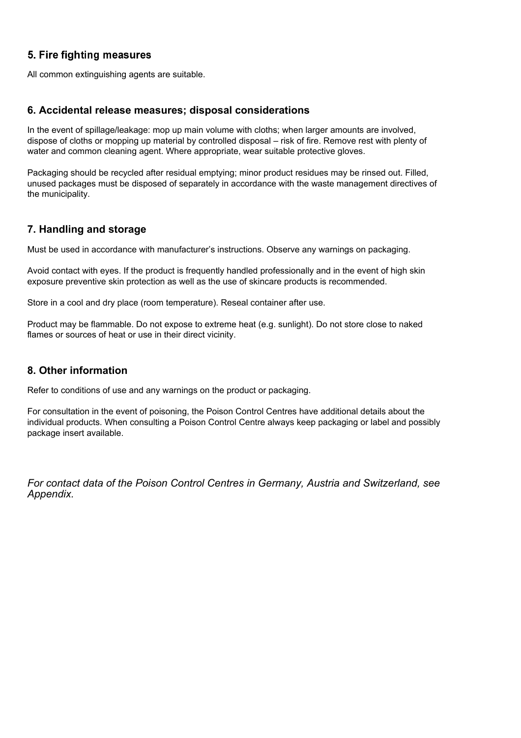## 5. Fire fighting measures

All common extinguishing agents are suitable.

## 6. Accidental release measures; disposal considerations

In the event of spillage/leakage: mop up main volume with cloths; when larger amounts are involved, dispose of cloths or mopping up material by controlled disposal – risk of fire. Remove rest with plenty of water and common cleaning agent. Where appropriate, wear suitable protective gloves.

Packaging should be recycled after residual emptying; minor product residues may be rinsed out. Filled, unused packages must be disposed of separately in accordance with the waste management directives of the municipality.

## 7. Handling and storage

Must be used in accordance with manufacturer's instructions. Observe any warnings on packaging.

Avoid contact with eyes. If the product is frequently handled professionally and in the event of high skin exposure preventive skin protection as well as the use of skincare products is recommended.

Store in a cool and dry place (room temperature). Reseal container after use.

Product may be flammable. Do not expose to extreme heat (e.g. sunlight). Do not store close to naked flames or sources of heat or use in their direct vicinity.

## 8. Other information

Refer to conditions of use and any warnings on the product or packaging.

For consultation in the event of poisoning, the Poison Control Centres have additional details about the individual products. When consulting a Poison Control Centre always keep packaging or label and possibly package insert available.

*For contact data of the Poison Control Centres in Germany, Austria and Switzerland, see Appendix.*